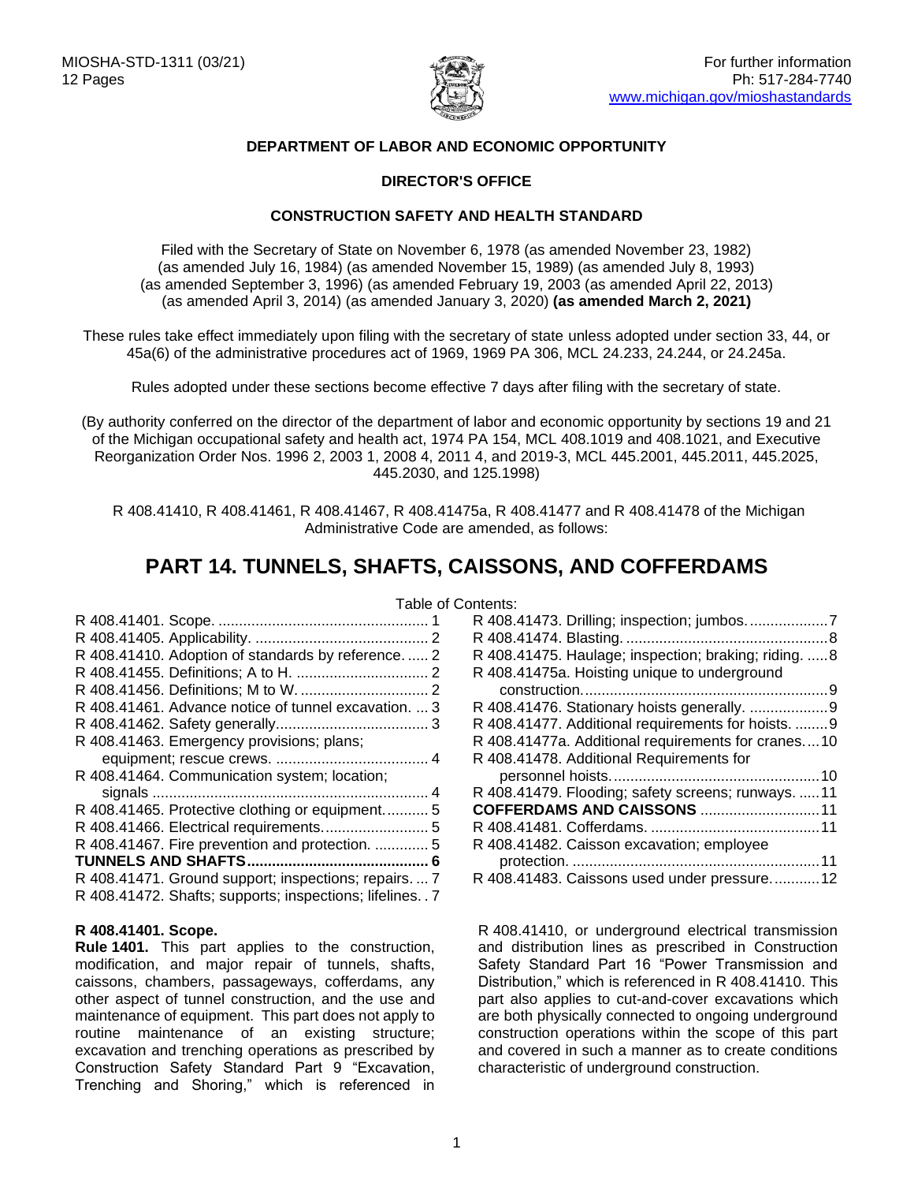MIOSHA-STD-1311 (03/21)
12 Pages

For further information
Ph: 517-284-7740
www.michigan.gov/mioshastandards

**DEPARTMENT OF LABOR AND ECONOMIC OPPORTUNITY**

**DIRECTOR'S OFFICE**

**CONSTRUCTION SAFETY AND HEALTH STANDARD**

Filed with the Secretary of State on November 6, 1978 (as amended November 23, 1982) (as amended July 16, 1984) (as amended November 15, 1989) (as amended July 8, 1993) (as amended September 3, 1996) (as amended February 19, 2003 (as amended April 22, 2013) (as amended April 3, 2014) (as amended January 3, 2020) **(as amended March 2, 2021)**

These rules take effect immediately upon filing with the secretary of state unless adopted under section 33, 44, or 45a(6) of the administrative procedures act of 1969, 1969 PA 306, MCL 24.233, 24.244, or 24.245a.

Rules adopted under these sections become effective 7 days after filing with the secretary of state.

(By authority conferred on the director of the department of labor and economic opportunity by sections 19 and 21 of the Michigan occupational safety and health act, 1974 PA 154, MCL 408.1019 and 408.1021, and Executive Reorganization Order Nos. 1996 2, 2003 1, 2008 4, 2011 4, and 2019-3, MCL 445.2001, 445.2011, 445.2025, 445.2030, and 125.1998)

R 408.41410, R 408.41461, R 408.41467, R 408.41475a, R 408.41477 and R 408.41478 of the Michigan Administrative Code are amended, as follows:

# PART 14. TUNNELS, SHAFTS, CAISSONS, AND COFFERDAMS

Table of Contents:

R 408.41401. Scope. .... 1
R 408.41405. Applicability. .... 2
R 408.41410. Adoption of standards by reference. .... 2
R 408.41455. Definitions; A to H. .... 2
R 408.41456. Definitions; M to W. .... 2
R 408.41461. Advance notice of tunnel excavation. .... 3
R 408.41462. Safety generally .... 3
R 408.41463. Emergency provisions; plans; equipment; rescue crews. .... 4
R 408.41464. Communication system; location; signals .... 4
R 408.41465. Protective clothing or equipment. .... 5
R 408.41466. Electrical requirements. .... 5
R 408.41467. Fire prevention and protection. .... 5
**TUNNELS AND SHAFTS .... 6**
R 408.41471. Ground support; inspections; repairs. .... 7
R 408.41472. Shafts; supports; inspections; lifelines. .... 7
R 408.41473. Drilling; inspection; jumbos. .... 7
R 408.41474. Blasting. .... 8
R 408.41475. Haulage; inspection; braking; riding. .... 8
R 408.41475a. Hoisting unique to underground construction. .... 9
R 408.41476. Stationary hoists generally. .... 9
R 408.41477. Additional requirements for hoists. .... 9
R 408.41477a. Additional requirements for cranes. .... 10
R 408.41478. Additional Requirements for personnel hoists. .... 10
R 408.41479. Flooding; safety screens; runways. .... 11
**COFFERDAMS AND CAISSONS .... 11**
R 408.41481. Cofferdams. .... 11
R 408.41482. Caisson excavation; employee protection. .... 11
R 408.41483. Caissons used under pressure. .... 12

**R 408.41401. Scope.**
**Rule 1401.** This part applies to the construction, modification, and major repair of tunnels, shafts, caissons, chambers, passageways, cofferdams, any other aspect of tunnel construction, and the use and maintenance of equipment. This part does not apply to routine maintenance of an existing structure; excavation and trenching operations as prescribed by Construction Safety Standard Part 9 "Excavation, Trenching and Shoring," which is referenced in R 408.41410, or underground electrical transmission and distribution lines as prescribed in Construction Safety Standard Part 16 "Power Transmission and Distribution," which is referenced in R 408.41410. This part also applies to cut-and-cover excavations which are both physically connected to ongoing underground construction operations within the scope of this part and covered in such a manner as to create conditions characteristic of underground construction.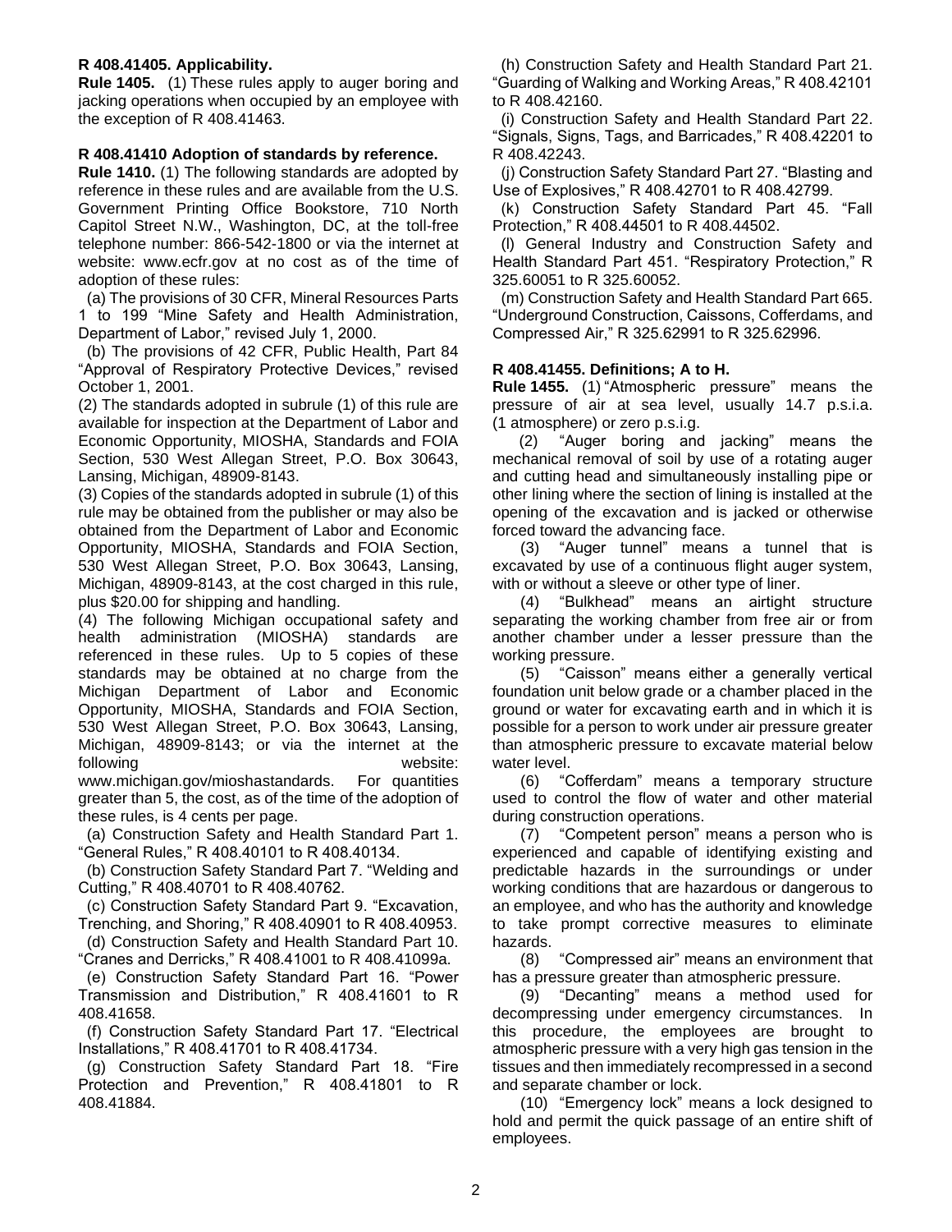**R 408.41405. Applicability.**

**Rule 1405.** (1) These rules apply to auger boring and jacking operations when occupied by an employee with the exception of R 408.41463.

**R 408.41410 Adoption of standards by reference.**

**Rule 1410.** (1) The following standards are adopted by reference in these rules and are available from the U.S. Government Printing Office Bookstore, 710 North Capitol Street N.W., Washington, DC, at the toll-free telephone number: 866-542-1800 or via the internet at website: www.ecfr.gov at no cost as of the time of adoption of these rules:

(a) The provisions of 30 CFR, Mineral Resources Parts 1 to 199 "Mine Safety and Health Administration, Department of Labor," revised July 1, 2000.

(b) The provisions of 42 CFR, Public Health, Part 84 "Approval of Respiratory Protective Devices," revised October 1, 2001.

(2) The standards adopted in subrule (1) of this rule are available for inspection at the Department of Labor and Economic Opportunity, MIOSHA, Standards and FOIA Section, 530 West Allegan Street, P.O. Box 30643, Lansing, Michigan, 48909-8143.

(3) Copies of the standards adopted in subrule (1) of this rule may be obtained from the publisher or may also be obtained from the Department of Labor and Economic Opportunity, MIOSHA, Standards and FOIA Section, 530 West Allegan Street, P.O. Box 30643, Lansing, Michigan, 48909-8143, at the cost charged in this rule, plus $20.00 for shipping and handling.

(4) The following Michigan occupational safety and health administration (MIOSHA) standards are referenced in these rules. Up to 5 copies of these standards may be obtained at no charge from the Michigan Department of Labor and Economic Opportunity, MIOSHA, Standards and FOIA Section, 530 West Allegan Street, P.O. Box 30643, Lansing, Michigan, 48909-8143; or via the internet at the following website: www.michigan.gov/mioshastandards. For quantities greater than 5, the cost, as of the time of the adoption of these rules, is 4 cents per page.

(a) Construction Safety and Health Standard Part 1. "General Rules," R 408.40101 to R 408.40134.

(b) Construction Safety Standard Part 7. "Welding and Cutting," R 408.40701 to R 408.40762.

(c) Construction Safety Standard Part 9. "Excavation, Trenching, and Shoring," R 408.40901 to R 408.40953.

(d) Construction Safety and Health Standard Part 10. "Cranes and Derricks," R 408.41001 to R 408.41099a.

(e) Construction Safety Standard Part 16. "Power Transmission and Distribution," R 408.41601 to R 408.41658.

(f) Construction Safety Standard Part 17. "Electrical Installations," R 408.41701 to R 408.41734.

(g) Construction Safety Standard Part 18. "Fire Protection and Prevention," R 408.41801 to R 408.41884.

(h) Construction Safety and Health Standard Part 21. "Guarding of Walking and Working Areas," R 408.42101 to R 408.42160.

(i) Construction Safety and Health Standard Part 22. "Signals, Signs, Tags, and Barricades," R 408.42201 to R 408.42243.

(j) Construction Safety Standard Part 27. "Blasting and Use of Explosives," R 408.42701 to R 408.42799.

(k) Construction Safety Standard Part 45. "Fall Protection," R 408.44501 to R 408.44502.

(l) General Industry and Construction Safety and Health Standard Part 451. "Respiratory Protection," R 325.60051 to R 325.60052.

(m) Construction Safety and Health Standard Part 665. "Underground Construction, Caissons, Cofferdams, and Compressed Air," R 325.62991 to R 325.62996.

**R 408.41455. Definitions; A to H.**

**Rule 1455.** (1) "Atmospheric pressure" means the pressure of air at sea level, usually 14.7 p.s.i.a. (1 atmosphere) or zero p.s.i.g.

(2) "Auger boring and jacking" means the mechanical removal of soil by use of a rotating auger and cutting head and simultaneously installing pipe or other lining where the section of lining is installed at the opening of the excavation and is jacked or otherwise forced toward the advancing face.

(3) "Auger tunnel" means a tunnel that is excavated by use of a continuous flight auger system, with or without a sleeve or other type of liner.

(4) "Bulkhead" means an airtight structure separating the working chamber from free air or from another chamber under a lesser pressure than the working pressure.

(5) "Caisson" means either a generally vertical foundation unit below grade or a chamber placed in the ground or water for excavating earth and in which it is possible for a person to work under air pressure greater than atmospheric pressure to excavate material below water level.

(6) "Cofferdam" means a temporary structure used to control the flow of water and other material during construction operations.

(7) "Competent person" means a person who is experienced and capable of identifying existing and predictable hazards in the surroundings or under working conditions that are hazardous or dangerous to an employee, and who has the authority and knowledge to take prompt corrective measures to eliminate hazards.

(8) "Compressed air" means an environment that has a pressure greater than atmospheric pressure.

(9) "Decanting" means a method used for decompressing under emergency circumstances. In this procedure, the employees are brought to atmospheric pressure with a very high gas tension in the tissues and then immediately recompressed in a second and separate chamber or lock.

(10) "Emergency lock" means a lock designed to hold and permit the quick passage of an entire shift of employees.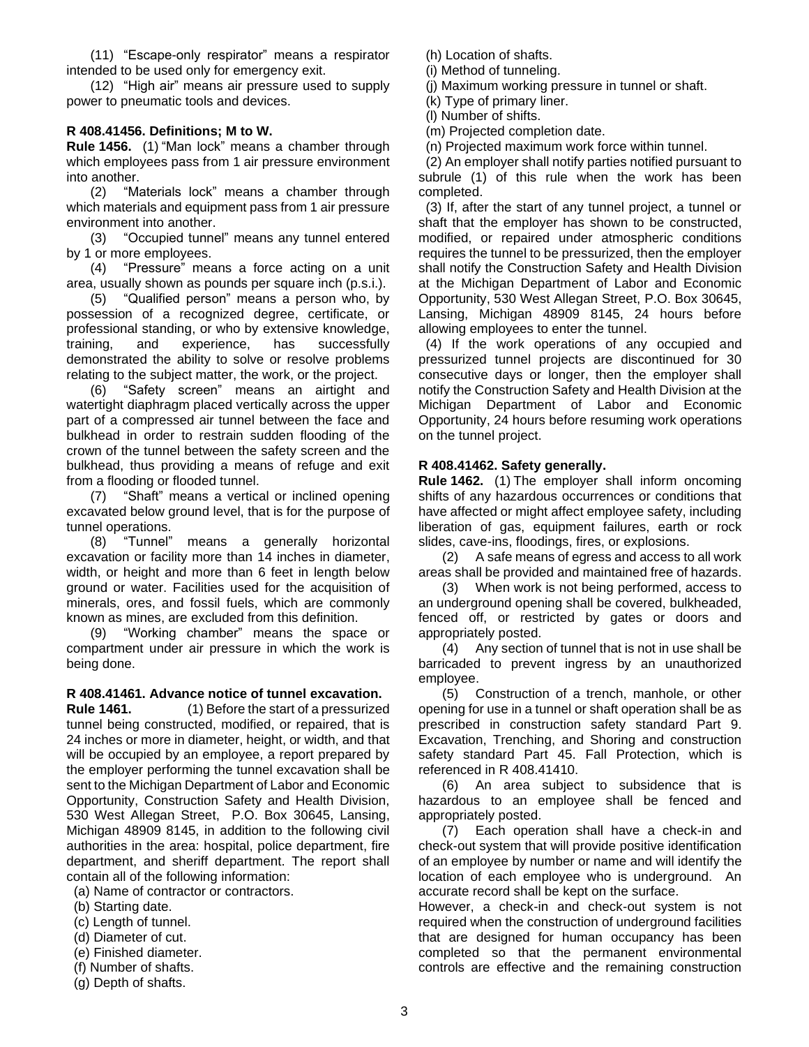(11) "Escape-only respirator" means a respirator intended to be used only for emergency exit.

(12) "High air" means air pressure used to supply power to pneumatic tools and devices.

**R 408.41456. Definitions; M to W.**

**Rule 1456.** (1) "Man lock" means a chamber through which employees pass from 1 air pressure environment into another.

(2) "Materials lock" means a chamber through which materials and equipment pass from 1 air pressure environment into another.

(3) "Occupied tunnel" means any tunnel entered by 1 or more employees.

(4) "Pressure" means a force acting on a unit area, usually shown as pounds per square inch (p.s.i.).

(5) "Qualified person" means a person who, by possession of a recognized degree, certificate, or professional standing, or who by extensive knowledge, training, and experience, has successfully demonstrated the ability to solve or resolve problems relating to the subject matter, the work, or the project.

(6) "Safety screen" means an airtight and watertight diaphragm placed vertically across the upper part of a compressed air tunnel between the face and bulkhead in order to restrain sudden flooding of the crown of the tunnel between the safety screen and the bulkhead, thus providing a means of refuge and exit from a flooding or flooded tunnel.

(7) "Shaft" means a vertical or inclined opening excavated below ground level, that is for the purpose of tunnel operations.

(8) "Tunnel" means a generally horizontal excavation or facility more than 14 inches in diameter, width, or height and more than 6 feet in length below ground or water. Facilities used for the acquisition of minerals, ores, and fossil fuels, which are commonly known as mines, are excluded from this definition.

(9) "Working chamber" means the space or compartment under air pressure in which the work is being done.

**R 408.41461. Advance notice of tunnel excavation.**

**Rule 1461.** (1) Before the start of a pressurized tunnel being constructed, modified, or repaired, that is 24 inches or more in diameter, height, or width, and that will be occupied by an employee, a report prepared by the employer performing the tunnel excavation shall be sent to the Michigan Department of Labor and Economic Opportunity, Construction Safety and Health Division, 530 West Allegan Street, P.O. Box 30645, Lansing, Michigan 48909 8145, in addition to the following civil authorities in the area: hospital, police department, fire department, and sheriff department. The report shall contain all of the following information:

(a) Name of contractor or contractors.
(b) Starting date.
(c) Length of tunnel.
(d) Diameter of cut.
(e) Finished diameter.
(f) Number of shafts.
(g) Depth of shafts.
(h) Location of shafts.
(i) Method of tunneling.
(j) Maximum working pressure in tunnel or shaft.
(k) Type of primary liner.
(l) Number of shifts.
(m) Projected completion date.
(n) Projected maximum work force within tunnel.

(2) An employer shall notify parties notified pursuant to subrule (1) of this rule when the work has been completed.

(3) If, after the start of any tunnel project, a tunnel or shaft that the employer has shown to be constructed, modified, or repaired under atmospheric conditions requires the tunnel to be pressurized, then the employer shall notify the Construction Safety and Health Division at the Michigan Department of Labor and Economic Opportunity, 530 West Allegan Street, P.O. Box 30645, Lansing, Michigan 48909 8145, 24 hours before allowing employees to enter the tunnel.

(4) If the work operations of any occupied and pressurized tunnel projects are discontinued for 30 consecutive days or longer, then the employer shall notify the Construction Safety and Health Division at the Michigan Department of Labor and Economic Opportunity, 24 hours before resuming work operations on the tunnel project.

**R 408.41462. Safety generally.**

**Rule 1462.** (1) The employer shall inform oncoming shifts of any hazardous occurrences or conditions that have affected or might affect employee safety, including liberation of gas, equipment failures, earth or rock slides, cave-ins, floodings, fires, or explosions.

(2) A safe means of egress and access to all work areas shall be provided and maintained free of hazards.

(3) When work is not being performed, access to an underground opening shall be covered, bulkheaded, fenced off, or restricted by gates or doors and appropriately posted.

(4) Any section of tunnel that is not in use shall be barricaded to prevent ingress by an unauthorized employee.

(5) Construction of a trench, manhole, or other opening for use in a tunnel or shaft operation shall be as prescribed in construction safety standard Part 9. Excavation, Trenching, and Shoring and construction safety standard Part 45. Fall Protection, which is referenced in R 408.41410.

(6) An area subject to subsidence that is hazardous to an employee shall be fenced and appropriately posted.

(7) Each operation shall have a check-in and check-out system that will provide positive identification of an employee by number or name and will identify the location of each employee who is underground. An accurate record shall be kept on the surface. However, a check-in and check-out system is not required when the construction of underground facilities that are designed for human occupancy has been completed so that the permanent environmental controls are effective and the remaining construction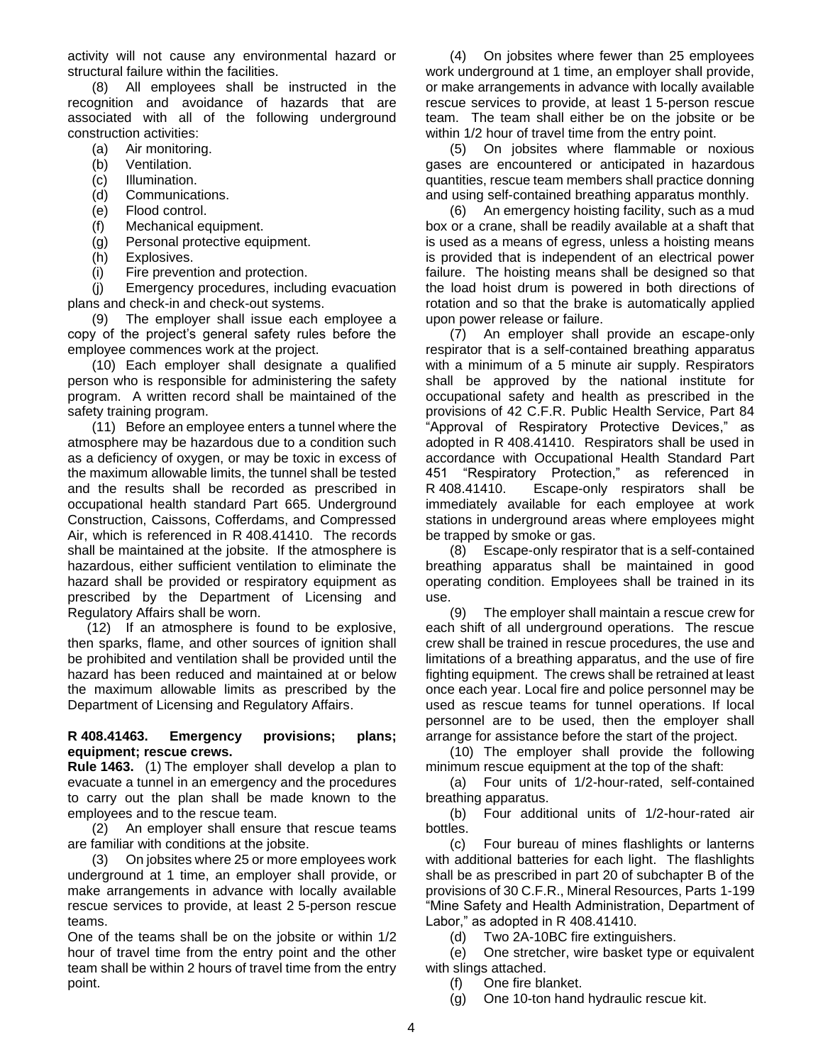activity will not cause any environmental hazard or structural failure within the facilities.

(8) All employees shall be instructed in the recognition and avoidance of hazards that are associated with all of the following underground construction activities:

(a) Air monitoring.

(b) Ventilation.

(c) Illumination.

(d) Communications.

(e) Flood control.

(f) Mechanical equipment.

(g) Personal protective equipment.

(h) Explosives.

(i) Fire prevention and protection.

(j) Emergency procedures, including evacuation plans and check-in and check-out systems.

(9) The employer shall issue each employee a copy of the project's general safety rules before the employee commences work at the project.

(10) Each employer shall designate a qualified person who is responsible for administering the safety program. A written record shall be maintained of the safety training program.

(11) Before an employee enters a tunnel where the atmosphere may be hazardous due to a condition such as a deficiency of oxygen, or may be toxic in excess of the maximum allowable limits, the tunnel shall be tested and the results shall be recorded as prescribed in occupational health standard Part 665. Underground Construction, Caissons, Cofferdams, and Compressed Air, which is referenced in R 408.41410. The records shall be maintained at the jobsite. If the atmosphere is hazardous, either sufficient ventilation to eliminate the hazard shall be provided or respiratory equipment as prescribed by the Department of Licensing and Regulatory Affairs shall be worn.

(12) If an atmosphere is found to be explosive, then sparks, flame, and other sources of ignition shall be prohibited and ventilation shall be provided until the hazard has been reduced and maintained at or below the maximum allowable limits as prescribed by the Department of Licensing and Regulatory Affairs.

**R 408.41463. Emergency provisions; plans; equipment; rescue crews.**

**Rule 1463.** (1) The employer shall develop a plan to evacuate a tunnel in an emergency and the procedures to carry out the plan shall be made known to the employees and to the rescue team.

(2) An employer shall ensure that rescue teams are familiar with conditions at the jobsite.

(3) On jobsites where 25 or more employees work underground at 1 time, an employer shall provide, or make arrangements in advance with locally available rescue services to provide, at least 2 5-person rescue teams.

One of the teams shall be on the jobsite or within 1/2 hour of travel time from the entry point and the other team shall be within 2 hours of travel time from the entry point.

(4) On jobsites where fewer than 25 employees work underground at 1 time, an employer shall provide, or make arrangements in advance with locally available rescue services to provide, at least 1 5-person rescue team. The team shall either be on the jobsite or be within 1/2 hour of travel time from the entry point.

(5) On jobsites where flammable or noxious gases are encountered or anticipated in hazardous quantities, rescue team members shall practice donning and using self-contained breathing apparatus monthly.

(6) An emergency hoisting facility, such as a mud box or a crane, shall be readily available at a shaft that is used as a means of egress, unless a hoisting means is provided that is independent of an electrical power failure. The hoisting means shall be designed so that the load hoist drum is powered in both directions of rotation and so that the brake is automatically applied upon power release or failure.

(7) An employer shall provide an escape-only respirator that is a self-contained breathing apparatus with a minimum of a 5 minute air supply. Respirators shall be approved by the national institute for occupational safety and health as prescribed in the provisions of 42 C.F.R. Public Health Service, Part 84 "Approval of Respiratory Protective Devices," as adopted in R 408.41410. Respirators shall be used in accordance with Occupational Health Standard Part 451 "Respiratory Protection," as referenced in R 408.41410. Escape-only respirators shall be immediately available for each employee at work stations in underground areas where employees might be trapped by smoke or gas.

(8) Escape-only respirator that is a self-contained breathing apparatus shall be maintained in good operating condition. Employees shall be trained in its use.

(9) The employer shall maintain a rescue crew for each shift of all underground operations. The rescue crew shall be trained in rescue procedures, the use and limitations of a breathing apparatus, and the use of fire fighting equipment. The crews shall be retrained at least once each year. Local fire and police personnel may be used as rescue teams for tunnel operations. If local personnel are to be used, then the employer shall arrange for assistance before the start of the project.

(10) The employer shall provide the following minimum rescue equipment at the top of the shaft:

(a) Four units of 1/2-hour-rated, self-contained breathing apparatus.

(b) Four additional units of 1/2-hour-rated air bottles.

(c) Four bureau of mines flashlights or lanterns with additional batteries for each light. The flashlights shall be as prescribed in part 20 of subchapter B of the provisions of 30 C.F.R., Mineral Resources, Parts 1-199 "Mine Safety and Health Administration, Department of Labor," as adopted in R 408.41410.

(d) Two 2A-10BC fire extinguishers.

(e) One stretcher, wire basket type or equivalent with slings attached.

(f) One fire blanket.

(g) One 10-ton hand hydraulic rescue kit.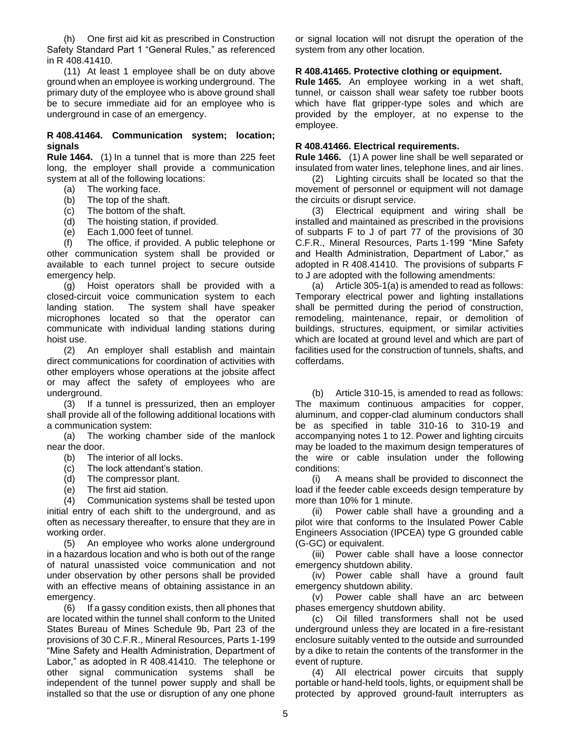(h) One first aid kit as prescribed in Construction Safety Standard Part 1 "General Rules," as referenced in R 408.41410.

(11) At least 1 employee shall be on duty above ground when an employee is working underground. The primary duty of the employee who is above ground shall be to secure immediate aid for an employee who is underground in case of an emergency.

**R 408.41464. Communication system; location; signals**

**Rule 1464.** (1) In a tunnel that is more than 225 feet long, the employer shall provide a communication system at all of the following locations:

(a) The working face.

(b) The top of the shaft.

(c) The bottom of the shaft.

(d) The hoisting station, if provided.

(e) Each 1,000 feet of tunnel.

(f) The office, if provided. A public telephone or other communication system shall be provided or available to each tunnel project to secure outside emergency help.

(g) Hoist operators shall be provided with a closed-circuit voice communication system to each landing station. The system shall have speaker microphones located so that the operator can communicate with individual landing stations during hoist use.

(2) An employer shall establish and maintain direct communications for coordination of activities with other employers whose operations at the jobsite affect or may affect the safety of employees who are underground.

(3) If a tunnel is pressurized, then an employer shall provide all of the following additional locations with a communication system:

(a) The working chamber side of the manlock near the door.

(b) The interior of all locks.

(c) The lock attendant's station.

(d) The compressor plant.

(e) The first aid station.

(4) Communication systems shall be tested upon initial entry of each shift to the underground, and as often as necessary thereafter, to ensure that they are in working order.

(5) An employee who works alone underground in a hazardous location and who is both out of the range of natural unassisted voice communication and not under observation by other persons shall be provided with an effective means of obtaining assistance in an emergency.

(6) If a gassy condition exists, then all phones that are located within the tunnel shall conform to the United States Bureau of Mines Schedule 9b, Part 23 of the provisions of 30 C.F.R., Mineral Resources, Parts 1-199 "Mine Safety and Health Administration, Department of Labor," as adopted in R 408.41410. The telephone or other signal communication systems shall be independent of the tunnel power supply and shall be installed so that the use or disruption of any one phone or signal location will not disrupt the operation of the system from any other location.

**R 408.41465. Protective clothing or equipment.**

**Rule 1465.** An employee working in a wet shaft, tunnel, or caisson shall wear safety toe rubber boots which have flat gripper-type soles and which are provided by the employer, at no expense to the employee.

**R 408.41466. Electrical requirements.**

**Rule 1466.** (1) A power line shall be well separated or insulated from water lines, telephone lines, and air lines.

(2) Lighting circuits shall be located so that the movement of personnel or equipment will not damage the circuits or disrupt service.

(3) Electrical equipment and wiring shall be installed and maintained as prescribed in the provisions of subparts F to J of part 77 of the provisions of 30 C.F.R., Mineral Resources, Parts 1-199 "Mine Safety and Health Administration, Department of Labor," as adopted in R 408.41410. The provisions of subparts F to J are adopted with the following amendments:

(a) Article 305-1(a) is amended to read as follows: Temporary electrical power and lighting installations shall be permitted during the period of construction, remodeling, maintenance, repair, or demolition of buildings, structures, equipment, or similar activities which are located at ground level and which are part of facilities used for the construction of tunnels, shafts, and cofferdams.

(b) Article 310-15, is amended to read as follows: The maximum continuous ampacities for copper, aluminum, and copper-clad aluminum conductors shall be as specified in table 310-16 to 310-19 and accompanying notes 1 to 12. Power and lighting circuits may be loaded to the maximum design temperatures of the wire or cable insulation under the following conditions:

(i) A means shall be provided to disconnect the load if the feeder cable exceeds design temperature by more than 10% for 1 minute.

(ii) Power cable shall have a grounding and a pilot wire that conforms to the Insulated Power Cable Engineers Association (IPCEA) type G grounded cable (G-GC) or equivalent.

(iii) Power cable shall have a loose connector emergency shutdown ability.

(iv) Power cable shall have a ground fault emergency shutdown ability.

(v) Power cable shall have an arc between phases emergency shutdown ability.

(c) Oil filled transformers shall not be used underground unless they are located in a fire-resistant enclosure suitably vented to the outside and surrounded by a dike to retain the contents of the transformer in the event of rupture.

(4) All electrical power circuits that supply portable or hand-held tools, lights, or equipment shall be protected by approved ground-fault interrupters as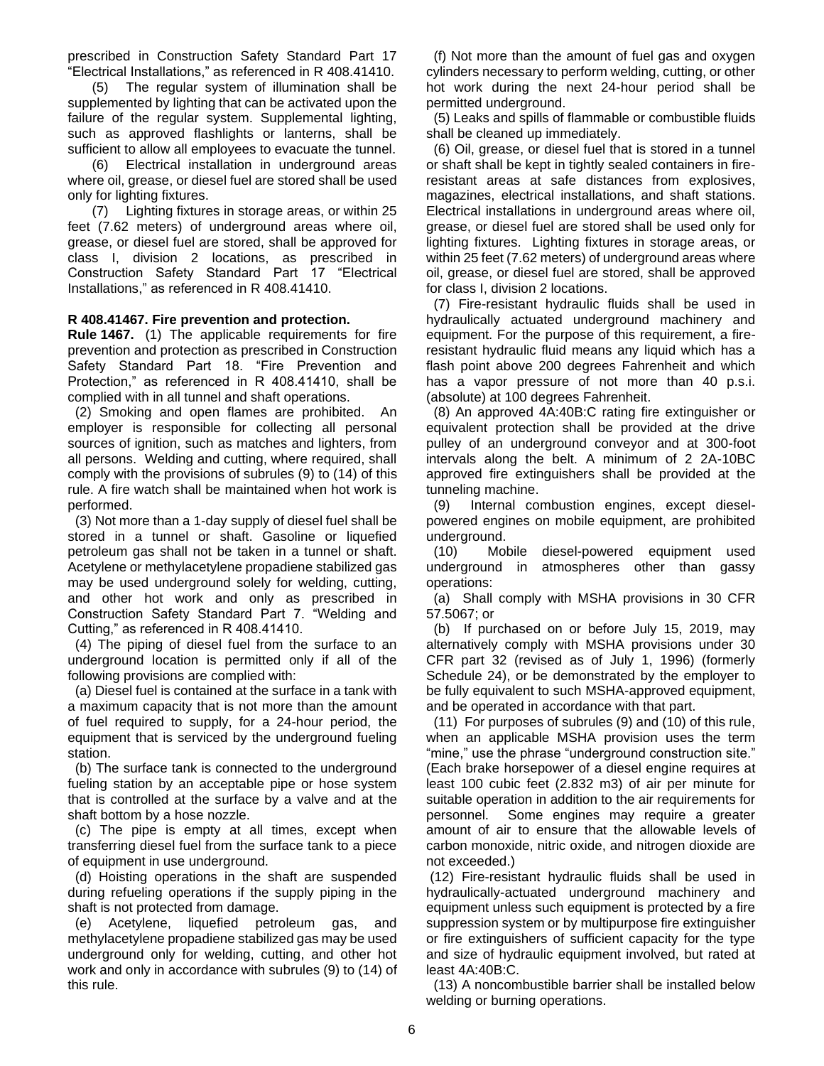prescribed in Construction Safety Standard Part 17 "Electrical Installations," as referenced in R 408.41410.

(5) The regular system of illumination shall be supplemented by lighting that can be activated upon the failure of the regular system. Supplemental lighting, such as approved flashlights or lanterns, shall be sufficient to allow all employees to evacuate the tunnel.

(6) Electrical installation in underground areas where oil, grease, or diesel fuel are stored shall be used only for lighting fixtures.

(7) Lighting fixtures in storage areas, or within 25 feet (7.62 meters) of underground areas where oil, grease, or diesel fuel are stored shall be approved for class I, division 2 locations, as prescribed in Construction Safety Standard Part 17 "Electrical Installations," as referenced in R 408.41410.

**R 408.41467. Fire prevention and protection.**

**Rule 1467.** (1) The applicable requirements for fire prevention and protection as prescribed in Construction Safety Standard Part 18. "Fire Prevention and Protection," as referenced in R 408.41410, shall be complied with in all tunnel and shaft operations.

(2) Smoking and open flames are prohibited. An employer is responsible for collecting all personal sources of ignition, such as matches and lighters, from all persons. Welding and cutting, where required, shall comply with the provisions of subrules (9) to (14) of this rule. A fire watch shall be maintained when hot work is performed.

(3) Not more than a 1-day supply of diesel fuel shall be stored in a tunnel or shaft. Gasoline or liquefied petroleum gas shall not be taken in a tunnel or shaft. Acetylene or methylacetylene propadiene stabilized gas may be used underground solely for welding, cutting, and other hot work and only as prescribed in Construction Safety Standard Part 7. "Welding and Cutting," as referenced in R 408.41410.

(4) The piping of diesel fuel from the surface to an underground location is permitted only if all of the following provisions are complied with:

(a) Diesel fuel is contained at the surface in a tank with a maximum capacity that is not more than the amount of fuel required to supply, for a 24-hour period, the equipment that is serviced by the underground fueling station.

(b) The surface tank is connected to the underground fueling station by an acceptable pipe or hose system that is controlled at the surface by a valve and at the shaft bottom by a hose nozzle.

(c) The pipe is empty at all times, except when transferring diesel fuel from the surface tank to a piece of equipment in use underground.

(d) Hoisting operations in the shaft are suspended during refueling operations if the supply piping in the shaft is not protected from damage.

(e) Acetylene, liquefied petroleum gas, and methylacetylene propadiene stabilized gas may be used underground only for welding, cutting, and other hot work and only in accordance with subrules (9) to (14) of this rule.

(f) Not more than the amount of fuel gas and oxygen cylinders necessary to perform welding, cutting, or other hot work during the next 24-hour period shall be permitted underground.

(5) Leaks and spills of flammable or combustible fluids shall be cleaned up immediately.

(6) Oil, grease, or diesel fuel that is stored in a tunnel or shaft shall be kept in tightly sealed containers in fire-resistant areas at safe distances from explosives, magazines, electrical installations, and shaft stations. Electrical installations in underground areas where oil, grease, or diesel fuel are stored shall be used only for lighting fixtures. Lighting fixtures in storage areas, or within 25 feet (7.62 meters) of underground areas where oil, grease, or diesel fuel are stored, shall be approved for class I, division 2 locations.

(7) Fire-resistant hydraulic fluids shall be used in hydraulically actuated underground machinery and equipment. For the purpose of this requirement, a fire-resistant hydraulic fluid means any liquid which has a flash point above 200 degrees Fahrenheit and which has a vapor pressure of not more than 40 p.s.i. (absolute) at 100 degrees Fahrenheit.

(8) An approved 4A:40B:C rating fire extinguisher or equivalent protection shall be provided at the drive pulley of an underground conveyor and at 300-foot intervals along the belt. A minimum of 2 2A-10BC approved fire extinguishers shall be provided at the tunneling machine.

(9) Internal combustion engines, except diesel-powered engines on mobile equipment, are prohibited underground.

(10) Mobile diesel-powered equipment used underground in atmospheres other than gassy operations:

(a) Shall comply with MSHA provisions in 30 CFR 57.5067; or

(b) If purchased on or before July 15, 2019, may alternatively comply with MSHA provisions under 30 CFR part 32 (revised as of July 1, 1996) (formerly Schedule 24), or be demonstrated by the employer to be fully equivalent to such MSHA-approved equipment, and be operated in accordance with that part.

(11) For purposes of subrules (9) and (10) of this rule, when an applicable MSHA provision uses the term "mine," use the phrase "underground construction site." (Each brake horsepower of a diesel engine requires at least 100 cubic feet (2.832 $m3$) of air per minute for suitable operation in addition to the air requirements for personnel. Some engines may require a greater amount of air to ensure that the allowable levels of carbon monoxide, nitric oxide, and nitrogen dioxide are not exceeded.)

(12) Fire-resistant hydraulic fluids shall be used in hydraulically-actuated underground machinery and equipment unless such equipment is protected by a fire suppression system or by multipurpose fire extinguisher or fire extinguishers of sufficient capacity for the type and size of hydraulic equipment involved, but rated at least 4A:40B:C.

(13) A noncombustible barrier shall be installed below welding or burning operations.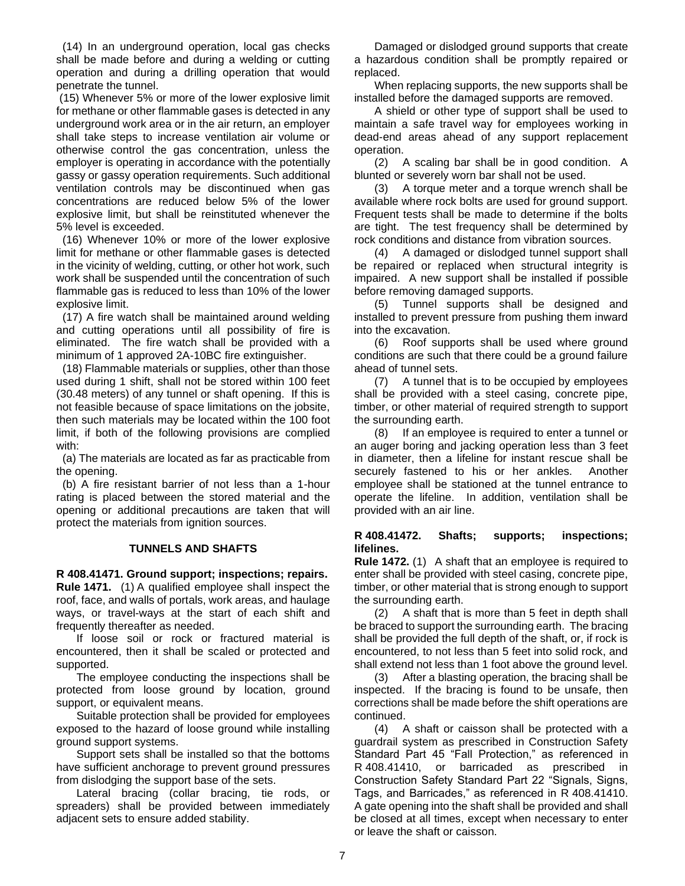(14) In an underground operation, local gas checks shall be made before and during a welding or cutting operation and during a drilling operation that would penetrate the tunnel.

(15) Whenever 5% or more of the lower explosive limit for methane or other flammable gases is detected in any underground work area or in the air return, an employer shall take steps to increase ventilation air volume or otherwise control the gas concentration, unless the employer is operating in accordance with the potentially gassy or gassy operation requirements. Such additional ventilation controls may be discontinued when gas concentrations are reduced below 5% of the lower explosive limit, but shall be reinstituted whenever the 5% level is exceeded.

(16) Whenever 10% or more of the lower explosive limit for methane or other flammable gases is detected in the vicinity of welding, cutting, or other hot work, such work shall be suspended until the concentration of such flammable gas is reduced to less than 10% of the lower explosive limit.

(17) A fire watch shall be maintained around welding and cutting operations until all possibility of fire is eliminated. The fire watch shall be provided with a minimum of 1 approved 2A-10BC fire extinguisher.

(18) Flammable materials or supplies, other than those used during 1 shift, shall not be stored within 100 feet (30.48 meters) of any tunnel or shaft opening. If this is not feasible because of space limitations on the jobsite, then such materials may be located within the 100 foot limit, if both of the following provisions are complied with:

(a) The materials are located as far as practicable from the opening.

(b) A fire resistant barrier of not less than a 1-hour rating is placed between the stored material and the opening or additional precautions are taken that will protect the materials from ignition sources.

## TUNNELS AND SHAFTS

**R 408.41471. Ground support; inspections; repairs.**

**Rule 1471.** (1) A qualified employee shall inspect the roof, face, and walls of portals, work areas, and haulage ways, or travel-ways at the start of each shift and frequently thereafter as needed.

If loose soil or rock or fractured material is encountered, then it shall be scaled or protected and supported.

The employee conducting the inspections shall be protected from loose ground by location, ground support, or equivalent means.

Suitable protection shall be provided for employees exposed to the hazard of loose ground while installing ground support systems.

Support sets shall be installed so that the bottoms have sufficient anchorage to prevent ground pressures from dislodging the support base of the sets.

Lateral bracing (collar bracing, tie rods, or spreaders) shall be provided between immediately adjacent sets to ensure added stability.

Damaged or dislodged ground supports that create a hazardous condition shall be promptly repaired or replaced.

When replacing supports, the new supports shall be installed before the damaged supports are removed.

A shield or other type of support shall be used to maintain a safe travel way for employees working in dead-end areas ahead of any support replacement operation.

(2) A scaling bar shall be in good condition. A blunted or severely worn bar shall not be used.

(3) A torque meter and a torque wrench shall be available where rock bolts are used for ground support. Frequent tests shall be made to determine if the bolts are tight. The test frequency shall be determined by rock conditions and distance from vibration sources.

(4) A damaged or dislodged tunnel support shall be repaired or replaced when structural integrity is impaired. A new support shall be installed if possible before removing damaged supports.

(5) Tunnel supports shall be designed and installed to prevent pressure from pushing them inward into the excavation.

(6) Roof supports shall be used where ground conditions are such that there could be a ground failure ahead of tunnel sets.

(7) A tunnel that is to be occupied by employees shall be provided with a steel casing, concrete pipe, timber, or other material of required strength to support the surrounding earth.

(8) If an employee is required to enter a tunnel or an auger boring and jacking operation less than 3 feet in diameter, then a lifeline for instant rescue shall be securely fastened to his or her ankles. Another employee shall be stationed at the tunnel entrance to operate the lifeline. In addition, ventilation shall be provided with an air line.

**R 408.41472. Shafts; supports; inspections; lifelines.**

**Rule 1472.** (1) A shaft that an employee is required to enter shall be provided with steel casing, concrete pipe, timber, or other material that is strong enough to support the surrounding earth.

(2) A shaft that is more than 5 feet in depth shall be braced to support the surrounding earth. The bracing shall be provided the full depth of the shaft, or, if rock is encountered, to not less than 5 feet into solid rock, and shall extend not less than 1 foot above the ground level.

(3) After a blasting operation, the bracing shall be inspected. If the bracing is found to be unsafe, then corrections shall be made before the shift operations are continued.

(4) A shaft or caisson shall be protected with a guardrail system as prescribed in Construction Safety Standard Part 45 "Fall Protection," as referenced in R 408.41410, or barricaded as prescribed in Construction Safety Standard Part 22 "Signals, Signs, Tags, and Barricades," as referenced in R 408.41410. A gate opening into the shaft shall be provided and shall be closed at all times, except when necessary to enter or leave the shaft or caisson.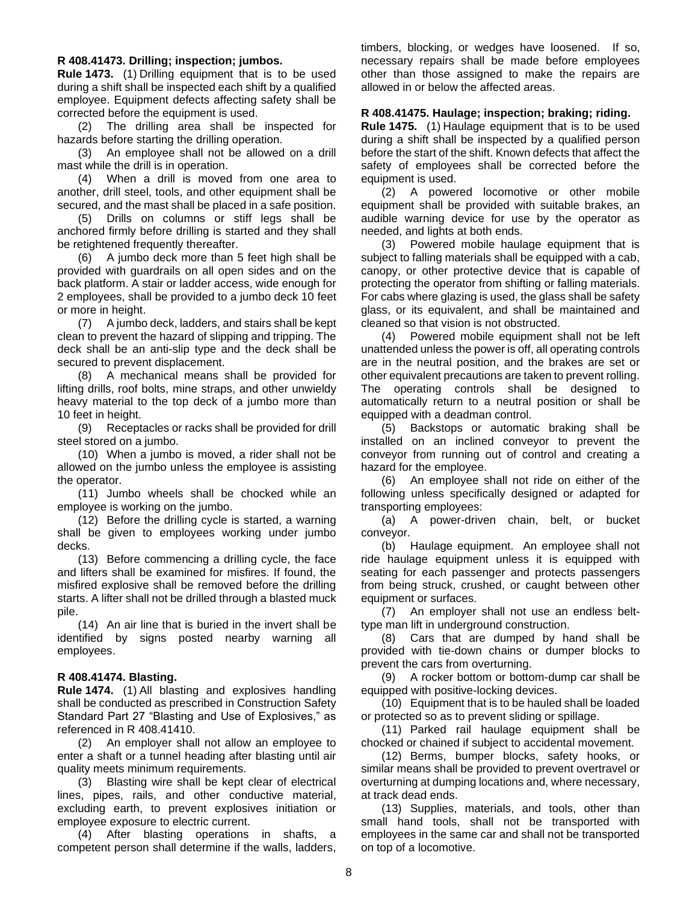**R 408.41473. Drilling; inspection; jumbos.**

**Rule 1473.** (1) Drilling equipment that is to be used during a shift shall be inspected each shift by a qualified employee. Equipment defects affecting safety shall be corrected before the equipment is used.

(2) The drilling area shall be inspected for hazards before starting the drilling operation.

(3) An employee shall not be allowed on a drill mast while the drill is in operation.

(4) When a drill is moved from one area to another, drill steel, tools, and other equipment shall be secured, and the mast shall be placed in a safe position.

(5) Drills on columns or stiff legs shall be anchored firmly before drilling is started and they shall be retightened frequently thereafter.

(6) A jumbo deck more than 5 feet high shall be provided with guardrails on all open sides and on the back platform. A stair or ladder access, wide enough for 2 employees, shall be provided to a jumbo deck 10 feet or more in height.

(7) A jumbo deck, ladders, and stairs shall be kept clean to prevent the hazard of slipping and tripping. The deck shall be an anti-slip type and the deck shall be secured to prevent displacement.

(8) A mechanical means shall be provided for lifting drills, roof bolts, mine straps, and other unwieldy heavy material to the top deck of a jumbo more than 10 feet in height.

(9) Receptacles or racks shall be provided for drill steel stored on a jumbo.

(10) When a jumbo is moved, a rider shall not be allowed on the jumbo unless the employee is assisting the operator.

(11) Jumbo wheels shall be chocked while an employee is working on the jumbo.

(12) Before the drilling cycle is started, a warning shall be given to employees working under jumbo decks.

(13) Before commencing a drilling cycle, the face and lifters shall be examined for misfires. If found, the misfired explosive shall be removed before the drilling starts. A lifter shall not be drilled through a blasted muck pile.

(14) An air line that is buried in the invert shall be identified by signs posted nearby warning all employees.

**R 408.41474. Blasting.**

**Rule 1474.** (1) All blasting and explosives handling shall be conducted as prescribed in Construction Safety Standard Part 27 "Blasting and Use of Explosives," as referenced in R 408.41410.

(2) An employer shall not allow an employee to enter a shaft or a tunnel heading after blasting until air quality meets minimum requirements.

(3) Blasting wire shall be kept clear of electrical lines, pipes, rails, and other conductive material, excluding earth, to prevent explosives initiation or employee exposure to electric current.

(4) After blasting operations in shafts, a competent person shall determine if the walls, ladders, timbers, blocking, or wedges have loosened. If so, necessary repairs shall be made before employees other than those assigned to make the repairs are allowed in or below the affected areas.

**R 408.41475. Haulage; inspection; braking; riding.**

**Rule 1475.** (1) Haulage equipment that is to be used during a shift shall be inspected by a qualified person before the start of the shift. Known defects that affect the safety of employees shall be corrected before the equipment is used.

(2) A powered locomotive or other mobile equipment shall be provided with suitable brakes, an audible warning device for use by the operator as needed, and lights at both ends.

(3) Powered mobile haulage equipment that is subject to falling materials shall be equipped with a cab, canopy, or other protective device that is capable of protecting the operator from shifting or falling materials. For cabs where glazing is used, the glass shall be safety glass, or its equivalent, and shall be maintained and cleaned so that vision is not obstructed.

(4) Powered mobile equipment shall not be left unattended unless the power is off, all operating controls are in the neutral position, and the brakes are set or other equivalent precautions are taken to prevent rolling. The operating controls shall be designed to automatically return to a neutral position or shall be equipped with a deadman control.

(5) Backstops or automatic braking shall be installed on an inclined conveyor to prevent the conveyor from running out of control and creating a hazard for the employee.

(6) An employee shall not ride on either of the following unless specifically designed or adapted for transporting employees:

(a) A power-driven chain, belt, or bucket conveyor.

(b) Haulage equipment. An employee shall not ride haulage equipment unless it is equipped with seating for each passenger and protects passengers from being struck, crushed, or caught between other equipment or surfaces.

(7) An employer shall not use an endless belt-type man lift in underground construction.

(8) Cars that are dumped by hand shall be provided with tie-down chains or dumper blocks to prevent the cars from overturning.

(9) A rocker bottom or bottom-dump car shall be equipped with positive-locking devices.

(10) Equipment that is to be hauled shall be loaded or protected so as to prevent sliding or spillage.

(11) Parked rail haulage equipment shall be chocked or chained if subject to accidental movement.

(12) Berms, bumper blocks, safety hooks, or similar means shall be provided to prevent overtravel or overturning at dumping locations and, where necessary, at track dead ends.

(13) Supplies, materials, and tools, other than small hand tools, shall not be transported with employees in the same car and shall not be transported on top of a locomotive.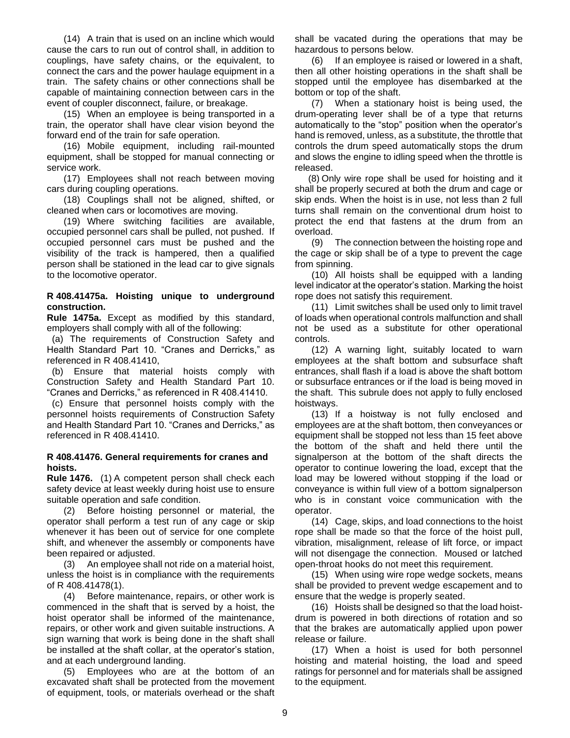(14) A train that is used on an incline which would cause the cars to run out of control shall, in addition to couplings, have safety chains, or the equivalent, to connect the cars and the power haulage equipment in a train. The safety chains or other connections shall be capable of maintaining connection between cars in the event of coupler disconnect, failure, or breakage.

(15) When an employee is being transported in a train, the operator shall have clear vision beyond the forward end of the train for safe operation.

(16) Mobile equipment, including rail-mounted equipment, shall be stopped for manual connecting or service work.

(17) Employees shall not reach between moving cars during coupling operations.

(18) Couplings shall not be aligned, shifted, or cleaned when cars or locomotives are moving.

(19) Where switching facilities are available, occupied personnel cars shall be pulled, not pushed. If occupied personnel cars must be pushed and the visibility of the track is hampered, then a qualified person shall be stationed in the lead car to give signals to the locomotive operator.

**R 408.41475a. Hoisting unique to underground construction.**

**Rule 1475a.** Except as modified by this standard, employers shall comply with all of the following:

(a) The requirements of Construction Safety and Health Standard Part 10. "Cranes and Derricks," as referenced in R 408.41410,

(b) Ensure that material hoists comply with Construction Safety and Health Standard Part 10. "Cranes and Derricks," as referenced in R 408.41410.

(c) Ensure that personnel hoists comply with the personnel hoists requirements of Construction Safety and Health Standard Part 10. "Cranes and Derricks," as referenced in R 408.41410.

**R 408.41476. General requirements for cranes and hoists.**

**Rule 1476.** (1) A competent person shall check each safety device at least weekly during hoist use to ensure suitable operation and safe condition.

(2) Before hoisting personnel or material, the operator shall perform a test run of any cage or skip whenever it has been out of service for one complete shift, and whenever the assembly or components have been repaired or adjusted.

(3) An employee shall not ride on a material hoist, unless the hoist is in compliance with the requirements of R 408.41478(1).

(4) Before maintenance, repairs, or other work is commenced in the shaft that is served by a hoist, the hoist operator shall be informed of the maintenance, repairs, or other work and given suitable instructions. A sign warning that work is being done in the shaft shall be installed at the shaft collar, at the operator's station, and at each underground landing.

(5) Employees who are at the bottom of an excavated shaft shall be protected from the movement of equipment, tools, or materials overhead or the shaft shall be vacated during the operations that may be hazardous to persons below.

(6) If an employee is raised or lowered in a shaft, then all other hoisting operations in the shaft shall be stopped until the employee has disembarked at the bottom or top of the shaft.

(7) When a stationary hoist is being used, the drum-operating lever shall be of a type that returns automatically to the "stop" position when the operator's hand is removed, unless, as a substitute, the throttle that controls the drum speed automatically stops the drum and slows the engine to idling speed when the throttle is released.

(8) Only wire rope shall be used for hoisting and it shall be properly secured at both the drum and cage or skip ends. When the hoist is in use, not less than 2 full turns shall remain on the conventional drum hoist to protect the end that fastens at the drum from an overload.

(9) The connection between the hoisting rope and the cage or skip shall be of a type to prevent the cage from spinning.

(10) All hoists shall be equipped with a landing level indicator at the operator's station. Marking the hoist rope does not satisfy this requirement.

(11) Limit switches shall be used only to limit travel of loads when operational controls malfunction and shall not be used as a substitute for other operational controls.

(12) A warning light, suitably located to warn employees at the shaft bottom and subsurface shaft entrances, shall flash if a load is above the shaft bottom or subsurface entrances or if the load is being moved in the shaft. This subrule does not apply to fully enclosed hoistways.

(13) If a hoistway is not fully enclosed and employees are at the shaft bottom, then conveyances or equipment shall be stopped not less than 15 feet above the bottom of the shaft and held there until the signalperson at the bottom of the shaft directs the operator to continue lowering the load, except that the load may be lowered without stopping if the load or conveyance is within full view of a bottom signalperson who is in constant voice communication with the operator.

(14) Cage, skips, and load connections to the hoist rope shall be made so that the force of the hoist pull, vibration, misalignment, release of lift force, or impact will not disengage the connection. Moused or latched open-throat hooks do not meet this requirement.

(15) When using wire rope wedge sockets, means shall be provided to prevent wedge escapement and to ensure that the wedge is properly seated.

(16) Hoists shall be designed so that the load hoist-drum is powered in both directions of rotation and so that the brakes are automatically applied upon power release or failure.

(17) When a hoist is used for both personnel hoisting and material hoisting, the load and speed ratings for personnel and for materials shall be assigned to the equipment.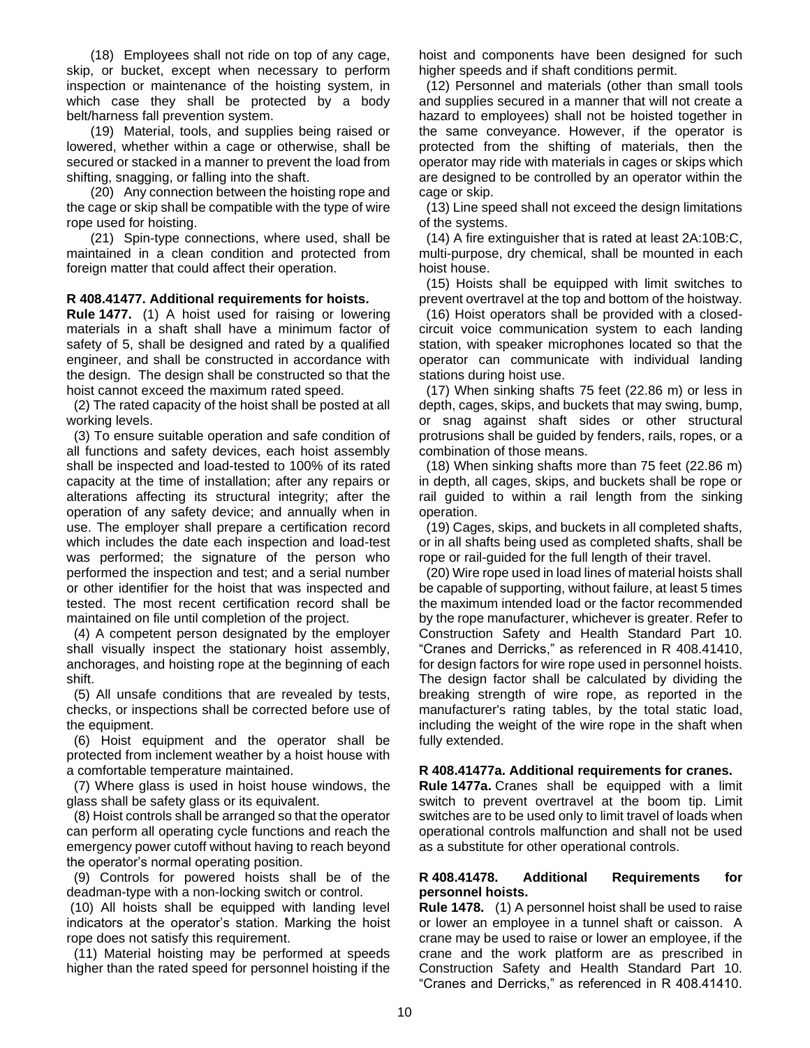(18) Employees shall not ride on top of any cage, skip, or bucket, except when necessary to perform inspection or maintenance of the hoisting system, in which case they shall be protected by a body belt/harness fall prevention system.

(19) Material, tools, and supplies being raised or lowered, whether within a cage or otherwise, shall be secured or stacked in a manner to prevent the load from shifting, snagging, or falling into the shaft.

(20) Any connection between the hoisting rope and the cage or skip shall be compatible with the type of wire rope used for hoisting.

(21) Spin-type connections, where used, shall be maintained in a clean condition and protected from foreign matter that could affect their operation.

**R 408.41477. Additional requirements for hoists.**

**Rule 1477.** (1) A hoist used for raising or lowering materials in a shaft shall have a minimum factor of safety of 5, shall be designed and rated by a qualified engineer, and shall be constructed in accordance with the design. The design shall be constructed so that the hoist cannot exceed the maximum rated speed.

(2) The rated capacity of the hoist shall be posted at all working levels.

(3) To ensure suitable operation and safe condition of all functions and safety devices, each hoist assembly shall be inspected and load-tested to 100% of its rated capacity at the time of installation; after any repairs or alterations affecting its structural integrity; after the operation of any safety device; and annually when in use. The employer shall prepare a certification record which includes the date each inspection and load-test was performed; the signature of the person who performed the inspection and test; and a serial number or other identifier for the hoist that was inspected and tested. The most recent certification record shall be maintained on file until completion of the project.

(4) A competent person designated by the employer shall visually inspect the stationary hoist assembly, anchorages, and hoisting rope at the beginning of each shift.

(5) All unsafe conditions that are revealed by tests, checks, or inspections shall be corrected before use of the equipment.

(6) Hoist equipment and the operator shall be protected from inclement weather by a hoist house with a comfortable temperature maintained.

(7) Where glass is used in hoist house windows, the glass shall be safety glass or its equivalent.

(8) Hoist controls shall be arranged so that the operator can perform all operating cycle functions and reach the emergency power cutoff without having to reach beyond the operator's normal operating position.

(9) Controls for powered hoists shall be of the deadman-type with a non-locking switch or control.

(10) All hoists shall be equipped with landing level indicators at the operator's station. Marking the hoist rope does not satisfy this requirement.

(11) Material hoisting may be performed at speeds higher than the rated speed for personnel hoisting if the hoist and components have been designed for such higher speeds and if shaft conditions permit.

(12) Personnel and materials (other than small tools and supplies secured in a manner that will not create a hazard to employees) shall not be hoisted together in the same conveyance. However, if the operator is protected from the shifting of materials, then the operator may ride with materials in cages or skips which are designed to be controlled by an operator within the cage or skip.

(13) Line speed shall not exceed the design limitations of the systems.

(14) A fire extinguisher that is rated at least 2A:10B:C, multi-purpose, dry chemical, shall be mounted in each hoist house.

(15) Hoists shall be equipped with limit switches to prevent overtravel at the top and bottom of the hoistway.

(16) Hoist operators shall be provided with a closed-circuit voice communication system to each landing station, with speaker microphones located so that the operator can communicate with individual landing stations during hoist use.

(17) When sinking shafts 75 feet (22.86 m) or less in depth, cages, skips, and buckets that may swing, bump, or snag against shaft sides or other structural protrusions shall be guided by fenders, rails, ropes, or a combination of those means.

(18) When sinking shafts more than 75 feet (22.86 m) in depth, all cages, skips, and buckets shall be rope or rail guided to within a rail length from the sinking operation.

(19) Cages, skips, and buckets in all completed shafts, or in all shafts being used as completed shafts, shall be rope or rail-guided for the full length of their travel.

(20) Wire rope used in load lines of material hoists shall be capable of supporting, without failure, at least 5 times the maximum intended load or the factor recommended by the rope manufacturer, whichever is greater. Refer to Construction Safety and Health Standard Part 10. "Cranes and Derricks," as referenced in R 408.41410, for design factors for wire rope used in personnel hoists. The design factor shall be calculated by dividing the breaking strength of wire rope, as reported in the manufacturer's rating tables, by the total static load, including the weight of the wire rope in the shaft when fully extended.

**R 408.41477a. Additional requirements for cranes.**

**Rule 1477a.** Cranes shall be equipped with a limit switch to prevent overtravel at the boom tip. Limit switches are to be used only to limit travel of loads when operational controls malfunction and shall not be used as a substitute for other operational controls.

**R 408.41478. Additional Requirements for personnel hoists.**

**Rule 1478.** (1) A personnel hoist shall be used to raise or lower an employee in a tunnel shaft or caisson. A crane may be used to raise or lower an employee, if the crane and the work platform are as prescribed in Construction Safety and Health Standard Part 10. "Cranes and Derricks," as referenced in R 408.41410.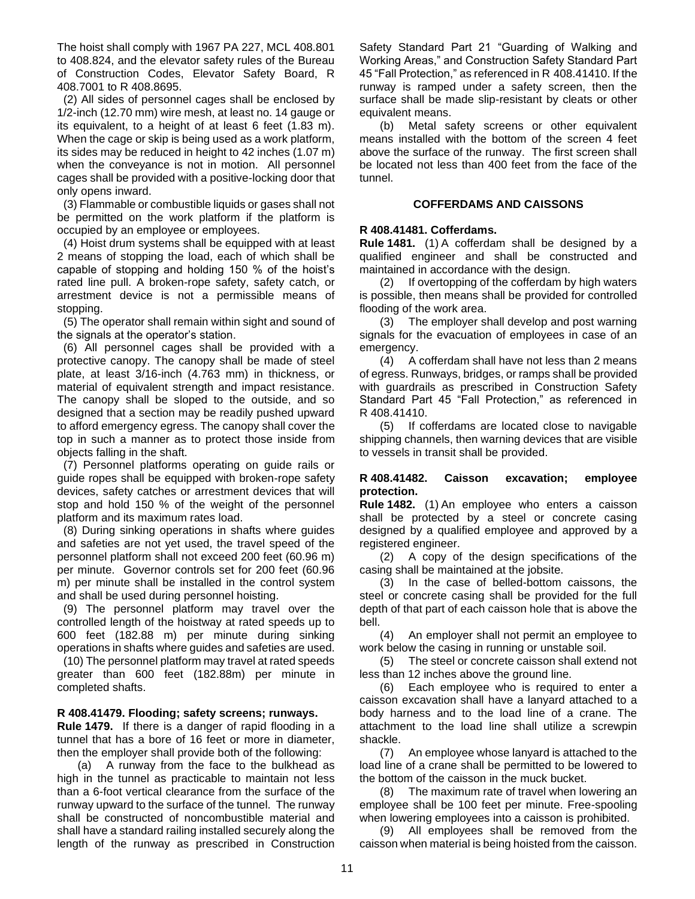The hoist shall comply with 1967 PA 227, MCL 408.801 to 408.824, and the elevator safety rules of the Bureau of Construction Codes, Elevator Safety Board, R 408.7001 to R 408.8695.

(2) All sides of personnel cages shall be enclosed by 1/2-inch (12.70 mm) wire mesh, at least no. 14 gauge or its equivalent, to a height of at least 6 feet (1.83 m). When the cage or skip is being used as a work platform, its sides may be reduced in height to 42 inches (1.07 m) when the conveyance is not in motion. All personnel cages shall be provided with a positive-locking door that only opens inward.

(3) Flammable or combustible liquids or gases shall not be permitted on the work platform if the platform is occupied by an employee or employees.

(4) Hoist drum systems shall be equipped with at least 2 means of stopping the load, each of which shall be capable of stopping and holding 150 % of the hoist's rated line pull. A broken-rope safety, safety catch, or arrestment device is not a permissible means of stopping.

(5) The operator shall remain within sight and sound of the signals at the operator's station.

(6) All personnel cages shall be provided with a protective canopy. The canopy shall be made of steel plate, at least 3/16-inch (4.763 mm) in thickness, or material of equivalent strength and impact resistance. The canopy shall be sloped to the outside, and so designed that a section may be readily pushed upward to afford emergency egress. The canopy shall cover the top in such a manner as to protect those inside from objects falling in the shaft.

(7) Personnel platforms operating on guide rails or guide ropes shall be equipped with broken-rope safety devices, safety catches or arrestment devices that will stop and hold 150 % of the weight of the personnel platform and its maximum rates load.

(8) During sinking operations in shafts where guides and safeties are not yet used, the travel speed of the personnel platform shall not exceed 200 feet (60.96 m) per minute. Governor controls set for 200 feet (60.96 m) per minute shall be installed in the control system and shall be used during personnel hoisting.

(9) The personnel platform may travel over the controlled length of the hoistway at rated speeds up to 600 feet (182.88 m) per minute during sinking operations in shafts where guides and safeties are used.

(10) The personnel platform may travel at rated speeds greater than 600 feet (182.88m) per minute in completed shafts.

**R 408.41479. Flooding; safety screens; runways.**

**Rule 1479.** If there is a danger of rapid flooding in a tunnel that has a bore of 16 feet or more in diameter, then the employer shall provide both of the following:

(a) A runway from the face to the bulkhead as high in the tunnel as practicable to maintain not less than a 6-foot vertical clearance from the surface of the runway upward to the surface of the tunnel. The runway shall be constructed of noncombustible material and shall have a standard railing installed securely along the length of the runway as prescribed in Construction Safety Standard Part 21 "Guarding of Walking and Working Areas," and Construction Safety Standard Part 45 "Fall Protection," as referenced in R 408.41410. If the runway is ramped under a safety screen, then the surface shall be made slip-resistant by cleats or other equivalent means.

(b) Metal safety screens or other equivalent means installed with the bottom of the screen 4 feet above the surface of the runway. The first screen shall be located not less than 400 feet from the face of the tunnel.

## COFFERDAMS AND CAISSONS

**R 408.41481. Cofferdams.**

**Rule 1481.** (1) A cofferdam shall be designed by a qualified engineer and shall be constructed and maintained in accordance with the design.

(2) If overtopping of the cofferdam by high waters is possible, then means shall be provided for controlled flooding of the work area.

(3) The employer shall develop and post warning signals for the evacuation of employees in case of an emergency.

(4) A cofferdam shall have not less than 2 means of egress. Runways, bridges, or ramps shall be provided with guardrails as prescribed in Construction Safety Standard Part 45 "Fall Protection," as referenced in R 408.41410.

(5) If cofferdams are located close to navigable shipping channels, then warning devices that are visible to vessels in transit shall be provided.

**R 408.41482. Caisson excavation; employee protection.**

**Rule 1482.** (1) An employee who enters a caisson shall be protected by a steel or concrete casing designed by a qualified employee and approved by a registered engineer.

(2) A copy of the design specifications of the casing shall be maintained at the jobsite.

(3) In the case of belled-bottom caissons, the steel or concrete casing shall be provided for the full depth of that part of each caisson hole that is above the bell.

(4) An employer shall not permit an employee to work below the casing in running or unstable soil.

(5) The steel or concrete caisson shall extend not less than 12 inches above the ground line.

(6) Each employee who is required to enter a caisson excavation shall have a lanyard attached to a body harness and to the load line of a crane. The attachment to the load line shall utilize a screwpin shackle.

(7) An employee whose lanyard is attached to the load line of a crane shall be permitted to be lowered to the bottom of the caisson in the muck bucket.

(8) The maximum rate of travel when lowering an employee shall be 100 feet per minute. Free-spooling when lowering employees into a caisson is prohibited.

(9) All employees shall be removed from the caisson when material is being hoisted from the caisson.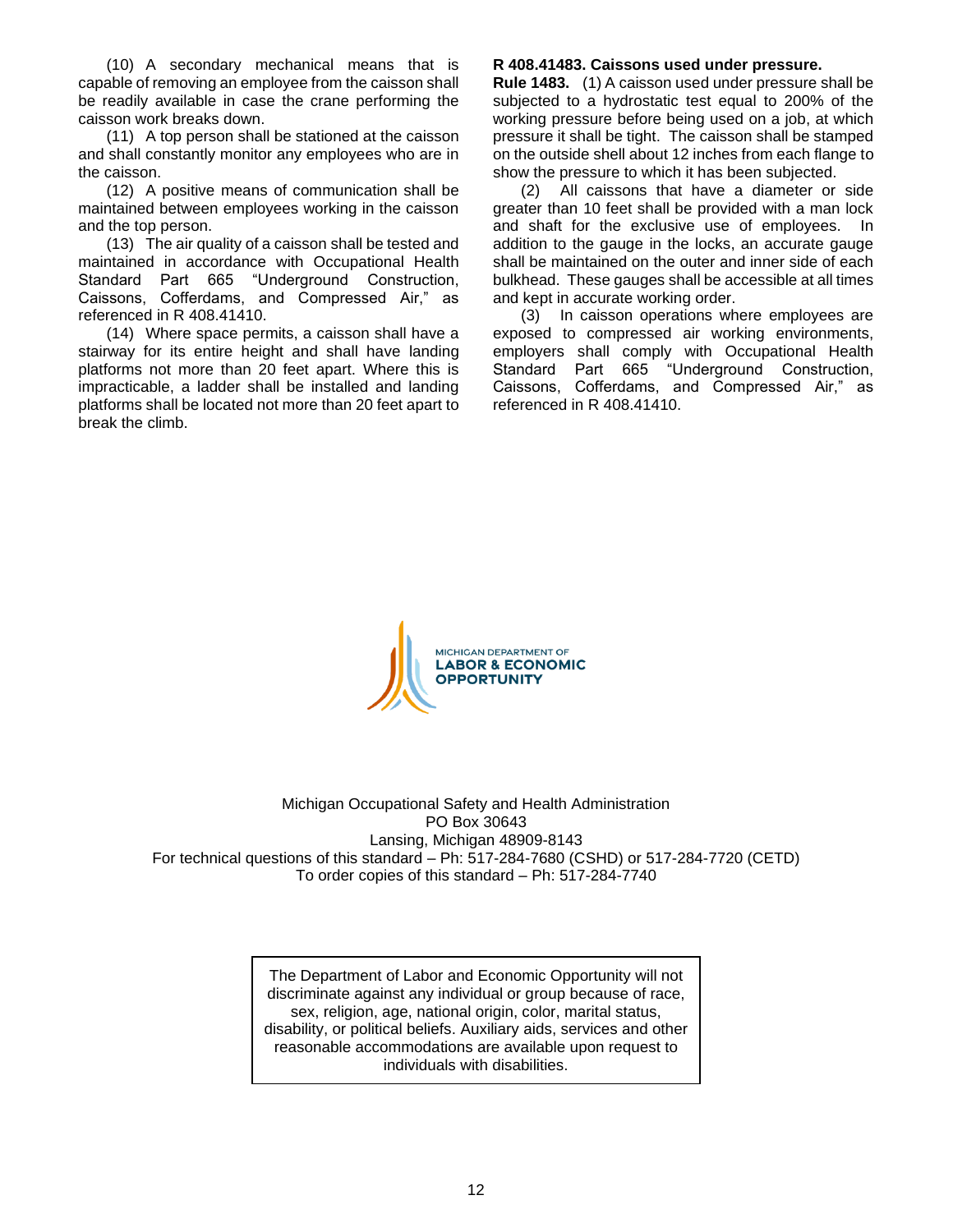(10) A secondary mechanical means that is capable of removing an employee from the caisson shall be readily available in case the crane performing the caisson work breaks down.

(11) A top person shall be stationed at the caisson and shall constantly monitor any employees who are in the caisson.

(12) A positive means of communication shall be maintained between employees working in the caisson and the top person.

(13) The air quality of a caisson shall be tested and maintained in accordance with Occupational Health Standard Part 665 "Underground Construction, Caissons, Cofferdams, and Compressed Air," as referenced in R 408.41410.

(14) Where space permits, a caisson shall have a stairway for its entire height and shall have landing platforms not more than 20 feet apart. Where this is impracticable, a ladder shall be installed and landing platforms shall be located not more than 20 feet apart to break the climb.

**R 408.41483. Caissons used under pressure.**

**Rule 1483.** (1) A caisson used under pressure shall be subjected to a hydrostatic test equal to 200% of the working pressure before being used on a job, at which pressure it shall be tight. The caisson shall be stamped on the outside shell about 12 inches from each flange to show the pressure to which it has been subjected.

(2) All caissons that have a diameter or side greater than 10 feet shall be provided with a man lock and shaft for the exclusive use of employees. In addition to the gauge in the locks, an accurate gauge shall be maintained on the outer and inner side of each bulkhead. These gauges shall be accessible at all times and kept in accurate working order.

(3) In caisson operations where employees are exposed to compressed air working environments, employers shall comply with Occupational Health Standard Part 665 "Underground Construction, Caissons, Cofferdams, and Compressed Air," as referenced in R 408.41410.

MICHIGAN DEPARTMENT OF
LABOR & ECONOMIC
OPPORTUNITY

Michigan Occupational Safety and Health Administration
PO Box 30643
Lansing, Michigan 48909-8143
For technical questions of this standard – Ph: 517-284-7680 (CSHD) or 517-284-7720 (CETD)
To order copies of this standard – Ph: 517-284-7740

The Department of Labor and Economic Opportunity will not discriminate against any individual or group because of race, sex, religion, age, national origin, color, marital status, disability, or political beliefs. Auxiliary aids, services and other reasonable accommodations are available upon request to individuals with disabilities.